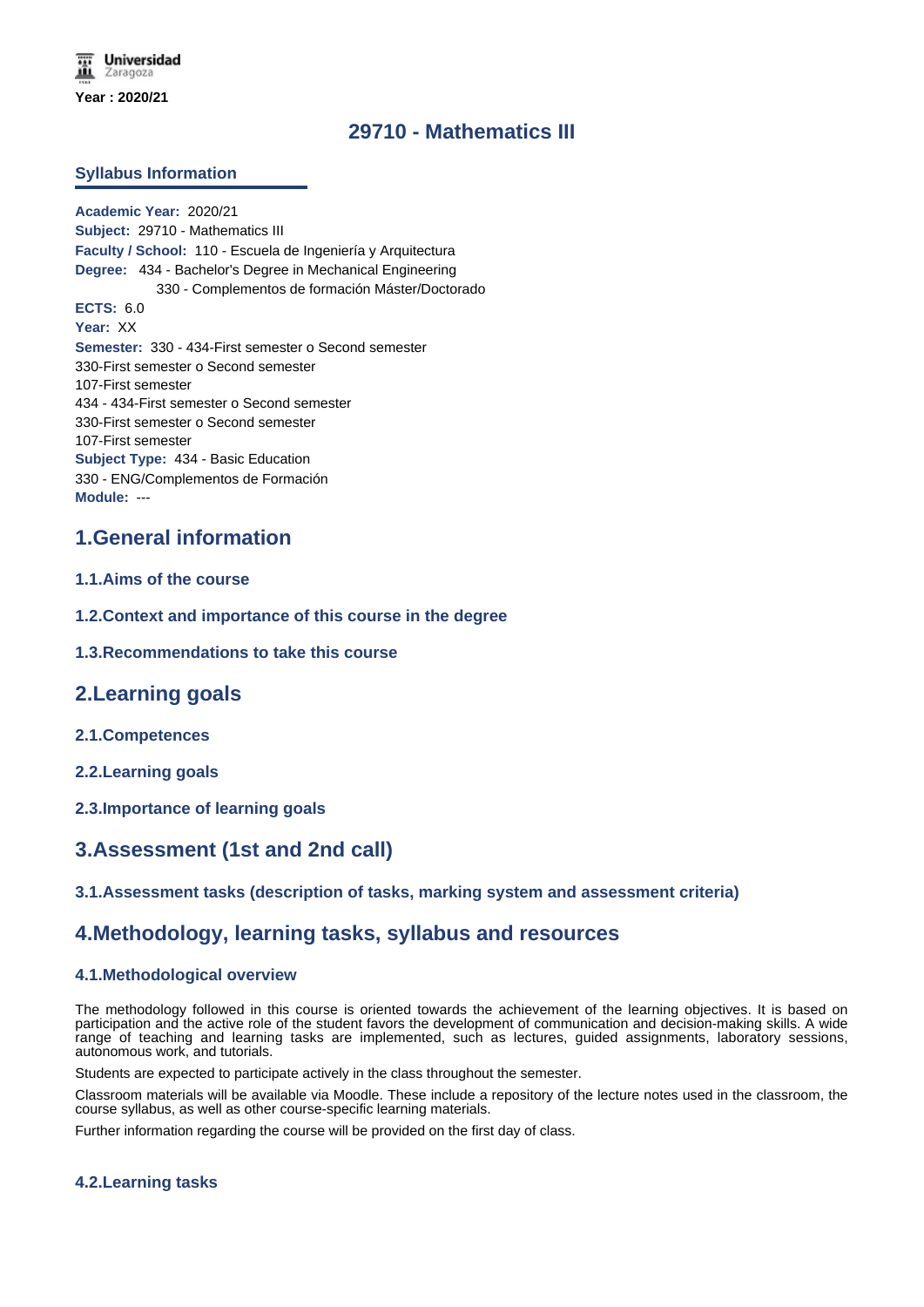Universidad Zaragoza

Year : 2020/21

# 29710 - Mathematics III

## Syllabus Information

**Academic Year:** 2020/21
**Subject:** 29710 - Mathematics III
**Faculty / School:** 110 - Escuela de Ingeniería y Arquitectura
**Degree:** 434 - Bachelor's Degree in Mechanical Engineering
330 - Complementos de formación Máster/Doctorado
**ECTS:** 6.0
**Year:** XX
**Semester:** 330 - 434-First semester o Second semester
330-First semester o Second semester
107-First semester
434 - 434-First semester o Second semester
330-First semester o Second semester
107-First semester
**Subject Type:** 434 - Basic Education
330 - ENG/Complementos de Formación
**Module:** ---

## 1.General information

### 1.1.Aims of the course

### 1.2.Context and importance of this course in the degree

### 1.3.Recommendations to take this course

## 2.Learning goals

### 2.1.Competences

### 2.2.Learning goals

### 2.3.Importance of learning goals

## 3.Assessment (1st and 2nd call)

### 3.1.Assessment tasks (description of tasks, marking system and assessment criteria)

## 4.Methodology, learning tasks, syllabus and resources

### 4.1.Methodological overview

The methodology followed in this course is oriented towards the achievement of the learning objectives. It is based on participation and the active role of the student favors the development of communication and decision-making skills. A wide range of teaching and learning tasks are implemented, such as lectures, guided assignments, laboratory sessions, autonomous work, and tutorials.

Students are expected to participate actively in the class throughout the semester.

Classroom materials will be available via Moodle. These include a repository of the lecture notes used in the classroom, the course syllabus, as well as other course-specific learning materials.

Further information regarding the course will be provided on the first day of class.

### 4.2.Learning tasks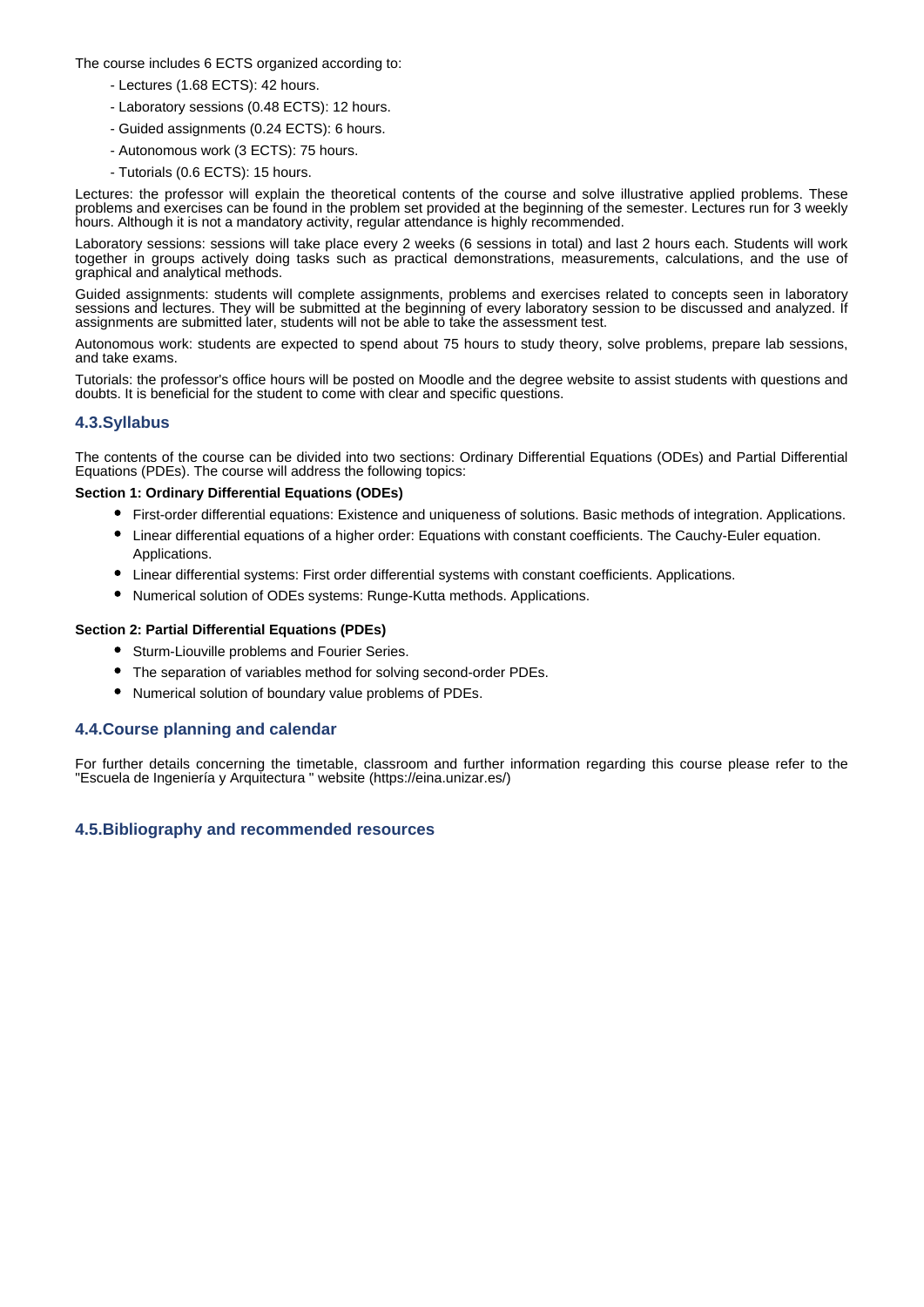The course includes 6 ECTS organized according to:

- Lectures (1.68 ECTS): 42 hours.
- Laboratory sessions (0.48 ECTS): 12 hours.
- Guided assignments (0.24 ECTS): 6 hours.
- Autonomous work (3 ECTS): 75 hours.
- Tutorials (0.6 ECTS): 15 hours.

Lectures: the professor will explain the theoretical contents of the course and solve illustrative applied problems. These problems and exercises can be found in the problem set provided at the beginning of the semester. Lectures run for 3 weekly hours. Although it is not a mandatory activity, regular attendance is highly recommended.

Laboratory sessions: sessions will take place every 2 weeks (6 sessions in total) and last 2 hours each. Students will work together in groups actively doing tasks such as practical demonstrations, measurements, calculations, and the use of graphical and analytical methods.

Guided assignments: students will complete assignments, problems and exercises related to concepts seen in laboratory sessions and lectures. They will be submitted at the beginning of every laboratory session to be discussed and analyzed. If assignments are submitted later, students will not be able to take the assessment test.

Autonomous work: students are expected to spend about 75 hours to study theory, solve problems, prepare lab sessions, and take exams.

Tutorials: the professor's office hours will be posted on Moodle and the degree website to assist students with questions and doubts. It is beneficial for the student to come with clear and specific questions.

## 4.3.Syllabus

The contents of the course can be divided into two sections: Ordinary Differential Equations (ODEs) and Partial Differential Equations (PDEs). The course will address the following topics:

**Section 1: Ordinary Differential Equations (ODEs)**

- First-order differential equations: Existence and uniqueness of solutions. Basic methods of integration. Applications.
- Linear differential equations of a higher order: Equations with constant coefficients. The Cauchy-Euler equation. Applications.
- Linear differential systems: First order differential systems with constant coefficients. Applications.
- Numerical solution of ODEs systems: Runge-Kutta methods. Applications.

**Section 2: Partial Differential Equations (PDEs)**

- Sturm-Liouville problems and Fourier Series.
- The separation of variables method for solving second-order PDEs.
- Numerical solution of boundary value problems of PDEs.

## 4.4.Course planning and calendar

For further details concerning the timetable, classroom and further information regarding this course please refer to the "Escuela de Ingeniería y Arquitectura " website (https://eina.unizar.es/)

## 4.5.Bibliography and recommended resources